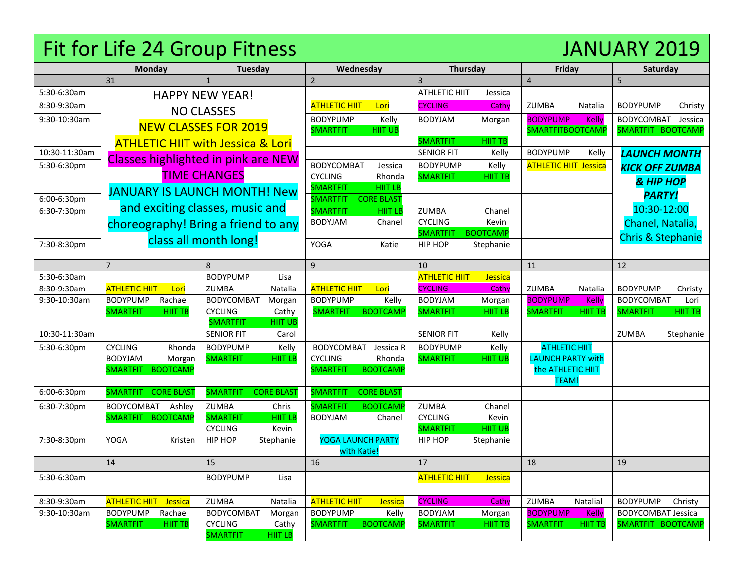# Fit for Life 24 Group Fitness — JANUARY 2019

| | Monday | Tuesday | Wednesday | Thursday | Friday | Saturday |
|---|---|---|---|---|---|---|
| | 31 | 1 | 2 | 3 | 4 | 5 |
| 5:30-6:30am | HAPPY NEW YEAR! NO CLASSES | | | ATHLETIC HIIT Jessica | | |
| 8:30-9:30am | NEW CLASSES FOR 2019 | | ATHLETIC HIIT Lori | CYCLING Cathy | ZUMBA Natalia | BODYPUMP Christy |
| 9:30-10:30am | ATHLETIC HIIT with Jessica & Lori | | BODYPUMP Kelly<br>SMARTFIT HIIT UB | BODYJAM Morgan<br>SMARTFIT HIIT TB | BODYPUMP Kelly<br>SMARTFIT BOOTCAMP | BODYCOMBAT Jessica<br>SMARTFIT BOOTCAMP |
| 10:30-11:30am | Classes highlighted in pink are NEW TIME CHANGES | | | SENIOR FIT Kelly | BODYPUMP Kelly | *LAUNCH MONTH KICK OFF ZUMBA & HIP HOP PARTY!* 10:30-12:00 Chanel, Natalia, Chris & Stephanie |
| 5:30-6:30pm | JANUARY IS LAUNCH MONTH! New and exciting classes, music and choreography! Bring a friend to any class all month long! | | BODYCOMBAT Jessica<br>CYCLING Rhonda<br>SMARTFIT HIIT LB | BODYPUMP Kelly<br>SMARTFIT HIIT TB | ATHLETIC HIIT Jessica | |
| 6:00-6:30pm | | | SMARTFIT CORE BLAST | | | |
| 6:30-7:30pm | | | SMARTFIT HIIT LB<br>BODYJAM Chanel | ZUMBA Chanel<br>CYCLING Kevin<br>SMARTFIT BOOTCAMP | | |
| 7:30-8:30pm | | | YOGA Katie | HIP HOP Stephanie | | |
| | 7 | 8 | 9 | 10 | 11 | 12 |
| 5:30-6:30am | | BODYPUMP Lisa | | ATHLETIC HIIT Jessica | | |
| 8:30-9:30am | ATHLETIC HIIT Lori | ZUMBA Natalia | ATHLETIC HIIT Lori | CYCLING Cathy | ZUMBA Natalia | BODYPUMP Christy |
| 9:30-10:30am | BODYPUMP Rachael<br>SMARTFIT HIIT TB | BODYCOMBAT Morgan<br>CYCLING Cathy<br>SMARTFIT HIIT UB | BODYPUMP Kelly<br>SMARTFIT BOOTCAMP | BODYJAM Morgan<br>SMARTFIT HIIT LB | BODYPUMP Kelly<br>SMARTFIT HIIT TB | BODYCOMBAT Lori<br>SMARTFIT HIIT TB |
| 10:30-11:30am | | SENIOR FIT Carol | | SENIOR FIT Kelly | | ZUMBA Stephanie |
| 5:30-6:30pm | CYCLING Rhonda<br>BODYJAM Morgan<br>SMARTFIT BOOTCAMP | BODYPUMP Kelly<br>SMARTFIT HIIT LB | BODYCOMBAT Jessica R<br>CYCLING Rhonda<br>SMARTFIT BOOTCAMP | BODYPUMP Kelly<br>SMARTFIT HIIT UB | ATHLETIC HIIT LAUNCH PARTY with the ATHLETIC HIIT TEAM! | |
| 6:00-6:30pm | SMARTFIT CORE BLAST | SMARTFIT CORE BLAST | SMARTFIT CORE BLAST | | | |
| 6:30-7:30pm | BODYCOMBAT Ashley<br>SMARTFIT BOOTCAMP | ZUMBA Chris<br>SMARTFIT HIIT LB<br>CYCLING Kevin | SMARTFIT BOOTCAMP<br>BODYJAM Chanel | ZUMBA Chanel<br>CYCLING Kevin<br>SMARTFIT HIIT UB | | |
| 7:30-8:30pm | YOGA Kristen | HIP HOP Stephanie | YOGA LAUNCH PARTY with Katie! | HIP HOP Stephanie | | |
| | 14 | 15 | 16 | 17 | 18 | 19 |
| 5:30-6:30am | | BODYPUMP Lisa | | ATHLETIC HIIT Jessica | | |
| 8:30-9:30am | ATHLETIC HIIT Jessica | ZUMBA Natalia | ATHLETIC HIIT Jessica | CYCLING Cathy | ZUMBA Natalial | BODYPUMP Christy |
| 9:30-10:30am | BODYPUMP Rachael<br>SMARTFIT HIIT TB | BODYCOMBAT Morgan<br>CYCLING Cathy<br>SMARTFIT HIIT LB | BODYPUMP Kelly<br>SMARTFIT BOOTCAMP | BODYJAM Morgan<br>SMARTFIT HIIT TB | BODYPUMP Kelly<br>SMARTFIT HIIT TB | BODYCOMBAT Jessica<br>SMARTFIT BOOTCAMP |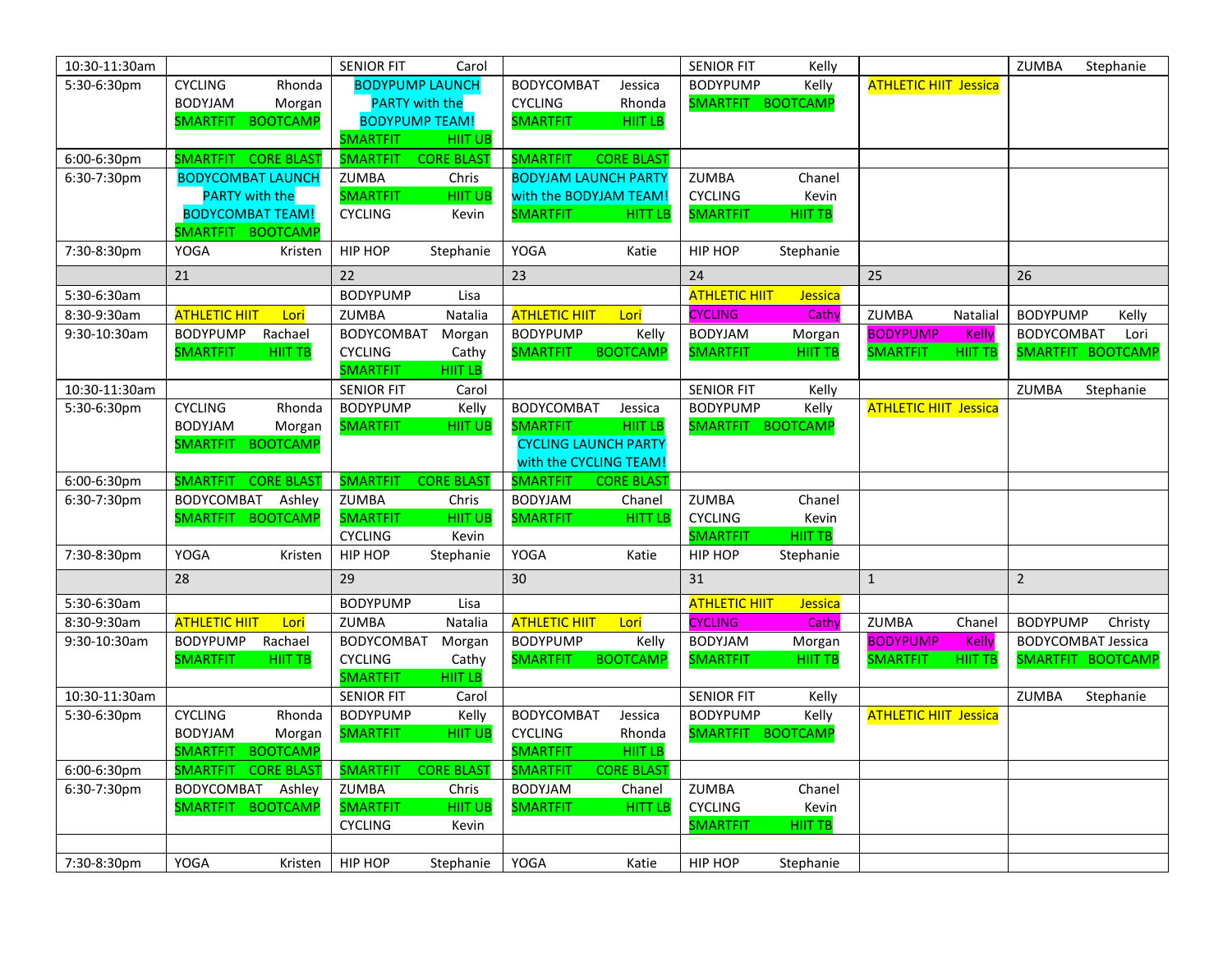| | | | | | | |
|---|---|---|---|---|---|---|
| 10:30-11:30am | | SENIOR FIT Carol | | SENIOR FIT Kelly | | ZUMBA Stephanie |
| 5:30-6:30pm | CYCLING Rhonda<br>BODYJAM Morgan<br>SMARTFIT BOOTCAMP | BODYPUMP LAUNCH PARTY with the BODYPUMP TEAM!<br>SMARTFIT HIIT UB | BODYCOMBAT Jessica<br>CYCLING Rhonda<br>SMARTFIT HIIT LB | BODYPUMP Kelly<br>SMARTFIT BOOTCAMP | ATHLETIC HIIT Jessica | |
| 6:00-6:30pm | SMARTFIT CORE BLAST | SMARTFIT CORE BLAST | SMARTFIT CORE BLAST | | | |
| 6:30-7:30pm | BODYCOMBAT LAUNCH PARTY with the BODYCOMBAT TEAM!<br>SMARTFIT BOOTCAMP | ZUMBA Chris<br>SMARTFIT HIIT UB<br>CYCLING Kevin | BODYJAM LAUNCH PARTY with the BODYJAM TEAM!<br>SMARTFIT HITT LB | ZUMBA Chanel<br>CYCLING Kevin<br>SMARTFIT HIIT TB | | |
| 7:30-8:30pm | YOGA Kristen | HIP HOP Stephanie | YOGA Katie | HIP HOP Stephanie | | |
| | 21 | 22 | 23 | 24 | 25 | 26 |
| 5:30-6:30am | | BODYPUMP Lisa | | ATHLETIC HIIT Jessica | | |
| 8:30-9:30am | ATHLETIC HIIT Lori | ZUMBA Natalia | ATHLETIC HIIT Lori | CYCLING Cathy | ZUMBA Natalial | BODYPUMP Kelly |
| 9:30-10:30am | BODYPUMP Rachael<br>SMARTFIT HIIT TB | BODYCOMBAT Morgan<br>CYCLING Cathy<br>SMARTFIT HIIT LB | BODYPUMP Kelly<br>SMARTFIT BOOTCAMP | BODYJAM Morgan<br>SMARTFIT HIIT TB | BODYPUMP Kelly<br>SMARTFIT HIIT TB | BODYCOMBAT Lori<br>SMARTFIT BOOTCAMP |
| 10:30-11:30am | | SENIOR FIT Carol | | SENIOR FIT Kelly | | ZUMBA Stephanie |
| 5:30-6:30pm | CYCLING Rhonda<br>BODYJAM Morgan<br>SMARTFIT BOOTCAMP | BODYPUMP Kelly<br>SMARTFIT HIIT UB | BODYCOMBAT Jessica<br>SMARTFIT HIIT LB<br>CYCLING LAUNCH PARTY with the CYCLING TEAM! | BODYPUMP Kelly<br>SMARTFIT BOOTCAMP | ATHLETIC HIIT Jessica | |
| 6:00-6:30pm | SMARTFIT CORE BLAST | SMARTFIT CORE BLAST | SMARTFIT CORE BLAST | | | |
| 6:30-7:30pm | BODYCOMBAT Ashley<br>SMARTFIT BOOTCAMP | ZUMBA Chris<br>SMARTFIT HIIT UB<br>CYCLING Kevin | BODYJAM Chanel<br>SMARTFIT HITT LB | ZUMBA Chanel<br>CYCLING Kevin<br>SMARTFIT HIIT TB | | |
| 7:30-8:30pm | YOGA Kristen | HIP HOP Stephanie | YOGA Katie | HIP HOP Stephanie | | |
| | 28 | 29 | 30 | 31 | 1 | 2 |
| 5:30-6:30am | | BODYPUMP Lisa | | ATHLETIC HIIT Jessica | | |
| 8:30-9:30am | ATHLETIC HIIT Lori | ZUMBA Natalia | ATHLETIC HIIT Lori | CYCLING Cathy | ZUMBA Chanel | BODYPUMP Christy |
| 9:30-10:30am | BODYPUMP Rachael<br>SMARTFIT HIIT TB | BODYCOMBAT Morgan<br>CYCLING Cathy<br>SMARTFIT HIIT LB | BODYPUMP Kelly<br>SMARTFIT BOOTCAMP | BODYJAM Morgan<br>SMARTFIT HIIT TB | BODYPUMP Kelly<br>SMARTFIT HIIT TB | BODYCOMBAT Jessica<br>SMARTFIT BOOTCAMP |
| 10:30-11:30am | | SENIOR FIT Carol | | SENIOR FIT Kelly | | ZUMBA Stephanie |
| 5:30-6:30pm | CYCLING Rhonda<br>BODYJAM Morgan<br>SMARTFIT BOOTCAMP | BODYPUMP Kelly<br>SMARTFIT HIIT UB | BODYCOMBAT Jessica<br>CYCLING Rhonda<br>SMARTFIT HIIT LB | BODYPUMP Kelly<br>SMARTFIT BOOTCAMP | ATHLETIC HIIT Jessica | |
| 6:00-6:30pm | SMARTFIT CORE BLAST | SMARTFIT CORE BLAST | SMARTFIT CORE BLAST | | | |
| 6:30-7:30pm | BODYCOMBAT Ashley<br>SMARTFIT BOOTCAMP | ZUMBA Chris<br>SMARTFIT HIIT UB<br>CYCLING Kevin | BODYJAM Chanel<br>SMARTFIT HITT LB | ZUMBA Chanel<br>CYCLING Kevin<br>SMARTFIT HIIT TB | | |
| | | | | | | |
| 7:30-8:30pm | YOGA Kristen | HIP HOP Stephanie | YOGA Katie | HIP HOP Stephanie | | |